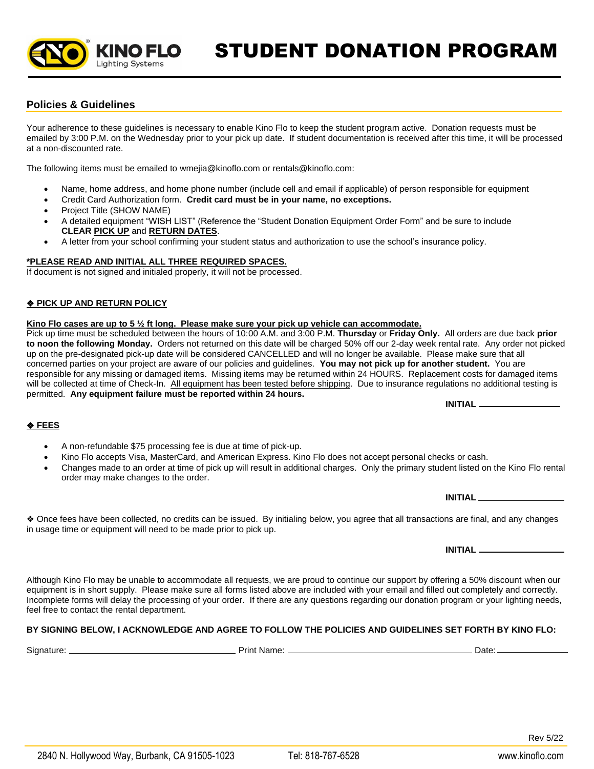# STUDENT DONATION PROGRAM

## Policies & Guidelines

Your adherence to these guidelines is necessary to enable Kino Flo to keep the student program active. Donation requests must be emailed by 3:00 P.M. on the Wednesday prior to your pick up date. If student documentation is received after this time, it will be processed at a non-discounted rate.

The following items must be emailed to wmejia@kinoflo.com or rentals@kinoflo.com:

- Name, home address, and home phone number (include cell and email if applicable) of person responsible for equipment
- Credit Card Authorization form. **Credit card must be in your name, no exceptions.**
- Project Title (SHOW NAME)
- A detailed equipment "WISH LIST" (Reference the "Student Donation Equipment Order Form" and be sure to include **CLEAR PICK UP** and **RETURN DATES**.
- A letter from your school confirming your student status and authorization to use the school's insurance policy.

**\*PLEASE READ AND INITIAL ALL THREE REQUIRED SPACES.**
If document is not signed and initialed properly, it will not be processed.

**❖ PICK UP AND RETURN POLICY**

**Kino Flo cases are up to 5 ½ ft long. Please make sure your pick up vehicle can accommodate.**
Pick up time must be scheduled between the hours of 10:00 A.M. and 3:00 P.M. **Thursday** or **Friday Only.** All orders are due back **prior to noon the following Monday.** Orders not returned on this date will be charged 50% off our 2-day week rental rate. Any order not picked up on the pre-designated pick-up date will be considered CANCELLED and will no longer be available. Please make sure that all concerned parties on your project are aware of our policies and guidelines. **You may not pick up for another student.** You are responsible for any missing or damaged items. Missing items may be returned within 24 HOURS. Replacement costs for damaged items will be collected at time of Check-In. All equipment has been tested before shipping. Due to insurance regulations no additional testing is permitted. **Any equipment failure must be reported within 24 hours.**

**INITIAL** ________________

**❖ FEES**

- A non-refundable $75 processing fee is due at time of pick-up.
- Kino Flo accepts Visa, MasterCard, and American Express. Kino Flo does not accept personal checks or cash.
- Changes made to an order at time of pick up will result in additional charges. Only the primary student listed on the Kino Flo rental order may make changes to the order.

**INITIAL** ________________

❖ Once fees have been collected, no credits can be issued. By initialing below, you agree that all transactions are final, and any changes in usage time or equipment will need to be made prior to pick up.

**INITIAL** ________________

Although Kino Flo may be unable to accommodate all requests, we are proud to continue our support by offering a 50% discount when our equipment is in short supply. Please make sure all forms listed above are included with your email and filled out completely and correctly. Incomplete forms will delay the processing of your order. If there are any questions regarding our donation program or your lighting needs, feel free to contact the rental department.

**BY SIGNING BELOW, I ACKNOWLEDGE AND AGREE TO FOLLOW THE POLICIES AND GUIDELINES SET FORTH BY KINO FLO:**

Signature: ________________________ Print Name: ________________________ Date: ____________

Rev 5/22

2840 N. Hollywood Way, Burbank, CA 91505-1023 Tel: 818-767-6528 www.kinoflo.com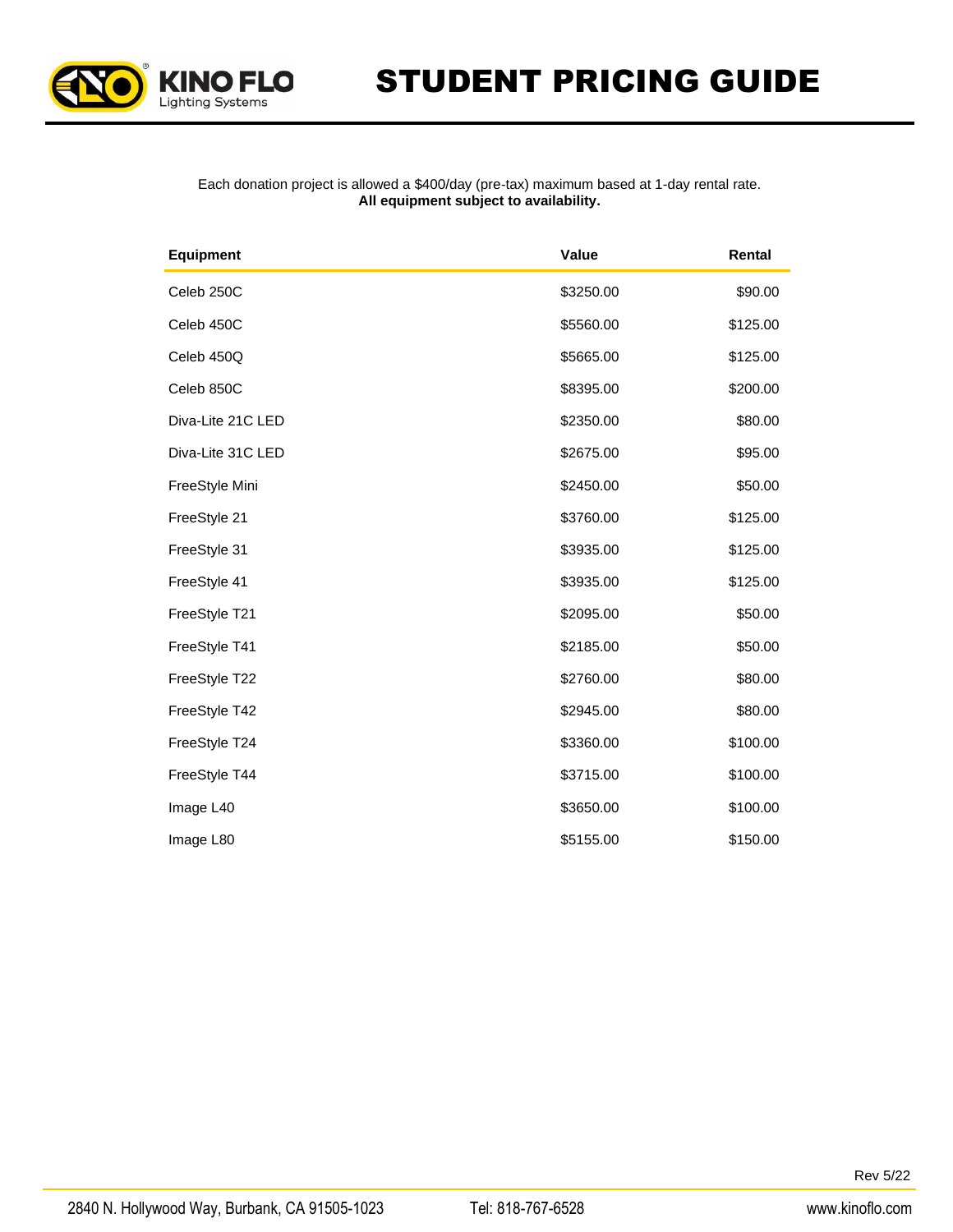# STUDENT PRICING GUIDE

Each donation project is allowed a $400/day (pre-tax) maximum based at 1-day rental rate.
**All equipment subject to availability.**

| Equipment | Value | Rental |
|---|---|---|
| Celeb 250C | $3250.00 | $90.00 |
| Celeb 450C | $5560.00 | $125.00 |
| Celeb 450Q | $5665.00 | $125.00 |
| Celeb 850C | $8395.00 | $200.00 |
| Diva-Lite 21C LED | $2350.00 | $80.00 |
| Diva-Lite 31C LED | $2675.00 | $95.00 |
| FreeStyle Mini | $2450.00 | $50.00 |
| FreeStyle 21 | $3760.00 | $125.00 |
| FreeStyle 31 | $3935.00 | $125.00 |
| FreeStyle 41 | $3935.00 | $125.00 |
| FreeStyle T21 | $2095.00 | $50.00 |
| FreeStyle T41 | $2185.00 | $50.00 |
| FreeStyle T22 | $2760.00 | $80.00 |
| FreeStyle T42 | $2945.00 | $80.00 |
| FreeStyle T24 | $3360.00 | $100.00 |
| FreeStyle T44 | $3715.00 | $100.00 |
| Image L40 | $3650.00 | $100.00 |
| Image L80 | $5155.00 | $150.00 |

Rev 5/22

2840 N. Hollywood Way, Burbank, CA 91505-1023 Tel: 818-767-6528 www.kinoflo.com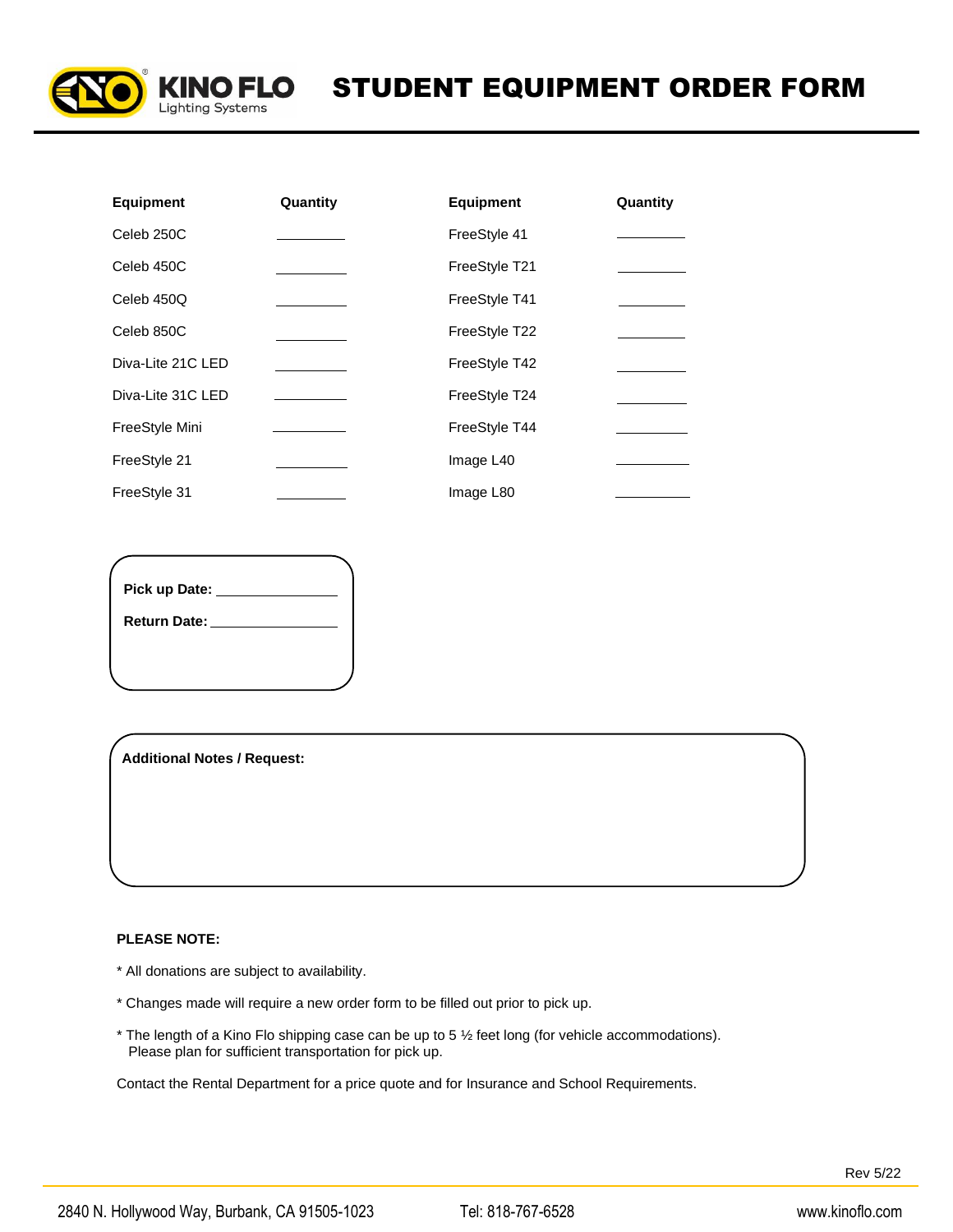# KINO FLO Lighting Systems — STUDENT EQUIPMENT ORDER FORM

| Equipment | Quantity | Equipment | Quantity |
|---|---|---|---|
| Celeb 250C | ________ | FreeStyle 41 | ________ |
| Celeb 450C | ________ | FreeStyle T21 | ________ |
| Celeb 450Q | ________ | FreeStyle T41 | ________ |
| Celeb 850C | ________ | FreeStyle T22 | ________ |
| Diva-Lite 21C LED | ________ | FreeStyle T42 | ________ |
| Diva-Lite 31C LED | ________ | FreeStyle T24 | ________ |
| FreeStyle Mini | ________ | FreeStyle T44 | ________ |
| FreeStyle 21 | ________ | Image L40 | ________ |
| FreeStyle 31 | ________ | Image L80 | ________ |

**Pick up Date:** ________________

**Return Date:** ________________

**Additional Notes / Request:**

**PLEASE NOTE:**

* All donations are subject to availability.

* Changes made will require a new order form to be filled out prior to pick up.

* The length of a Kino Flo shipping case can be up to 5 ½ feet long (for vehicle accommodations). Please plan for sufficient transportation for pick up.

Contact the Rental Department for a price quote and for Insurance and School Requirements.

Rev 5/22

2840 N. Hollywood Way, Burbank, CA 91505-1023 Tel: 818-767-6528 www.kinoflo.com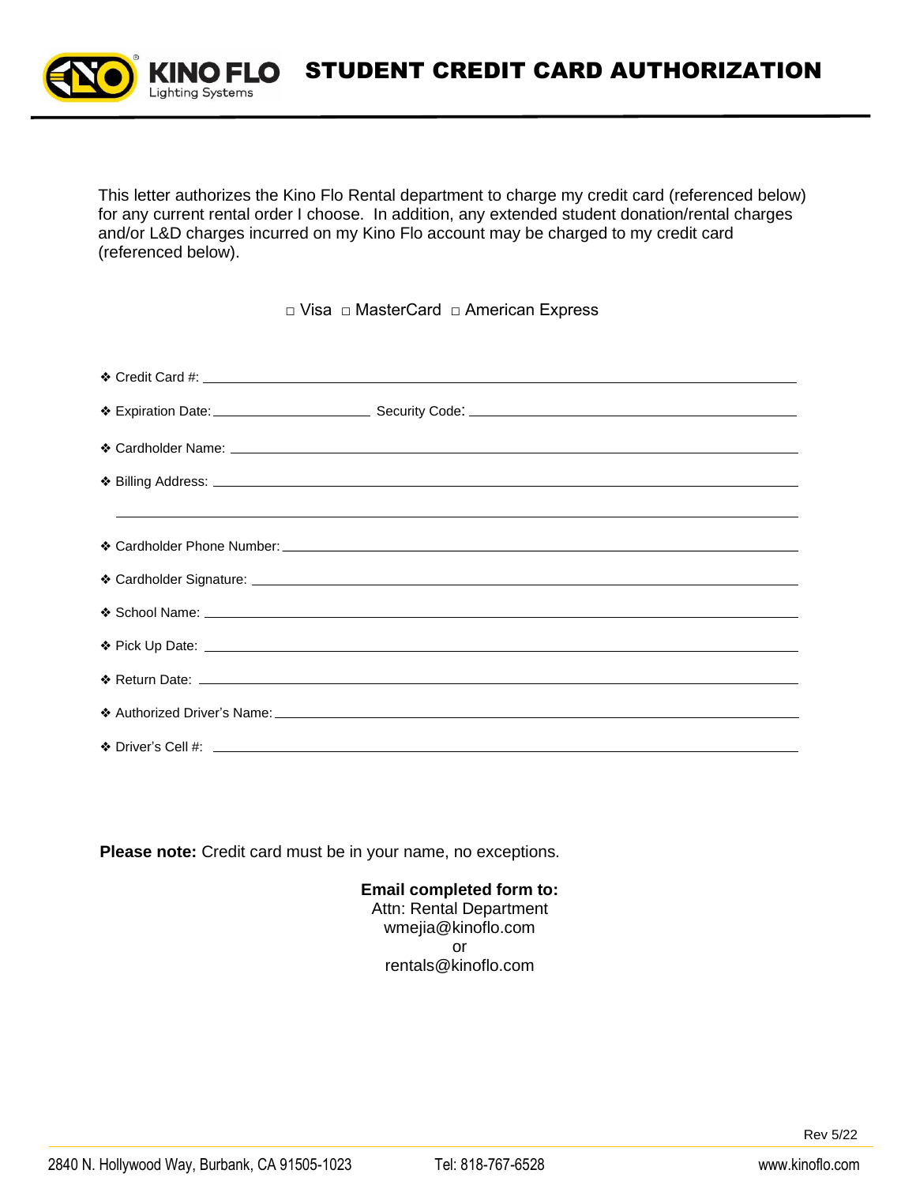# STUDENT CREDIT CARD AUTHORIZATION

This letter authorizes the Kino Flo Rental department to charge my credit card (referenced below) for any current rental order I choose. In addition, any extended student donation/rental charges and/or L&D charges incurred on my Kino Flo account may be charged to my credit card (referenced below).

□ Visa □ MasterCard □ American Express

- ❖ Credit Card #: ______________________________
- ❖ Expiration Date: ______________ Security Code: ______________
- ❖ Cardholder Name: ______________________________
- ❖ Billing Address: ______________________________

  ______________________________
- ❖ Cardholder Phone Number: ______________________________
- ❖ Cardholder Signature: ______________________________
- ❖ School Name: ______________________________
- ❖ Pick Up Date: ______________________________
- ❖ Return Date: ______________________________
- ❖ Authorized Driver's Name: ______________________________
- ❖ Driver's Cell #: ______________________________

**Please note:** Credit card must be in your name, no exceptions.

**Email completed form to:**
Attn: Rental Department
wmejia@kinoflo.com
or
rentals@kinoflo.com

Rev 5/22

2840 N. Hollywood Way, Burbank, CA 91505-1023 Tel: 818-767-6528 www.kinoflo.com